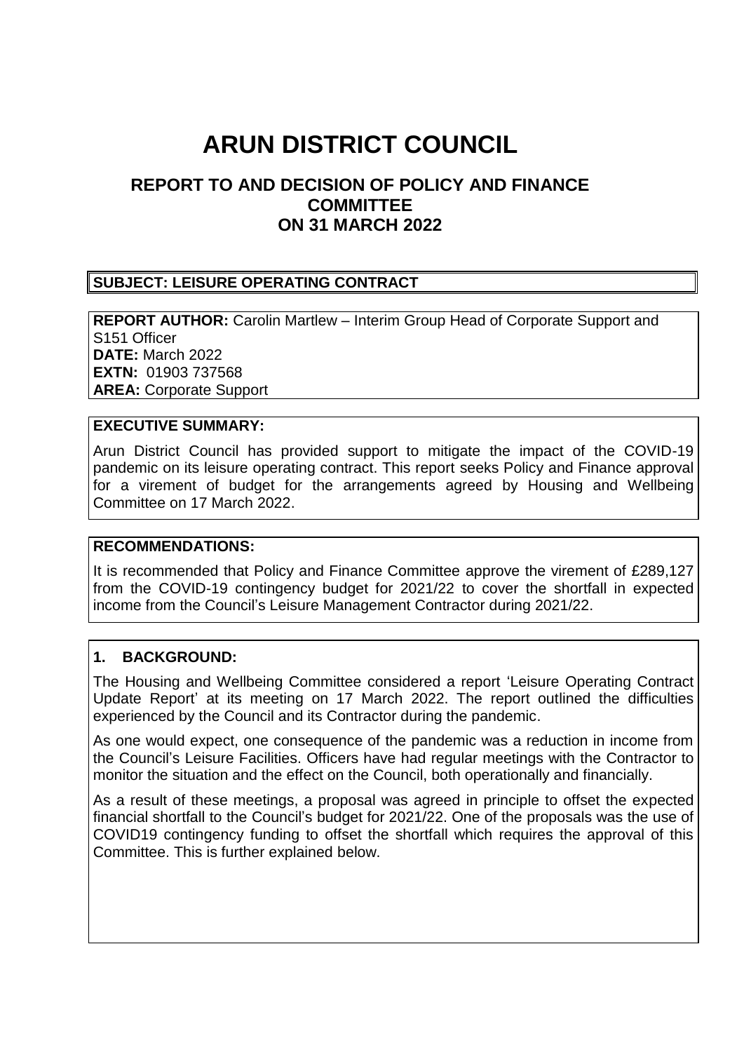# ARUN DISTRICT COUNCIL

## REPORT TO AND DECISION OF POLICY AND FINANCE COMMITTEE ON 31 MARCH 2022

**SUBJECT: LEISURE OPERATING CONTRACT**

**REPORT AUTHOR:** Carolin Martlew – Interim Group Head of Corporate Support and S151 Officer
**DATE:** March 2022
**EXTN:** 01903 737568
**AREA:** Corporate Support

**EXECUTIVE SUMMARY:**

Arun District Council has provided support to mitigate the impact of the COVID-19 pandemic on its leisure operating contract. This report seeks Policy and Finance approval for a virement of budget for the arrangements agreed by Housing and Wellbeing Committee on 17 March 2022.

**RECOMMENDATIONS:**

It is recommended that Policy and Finance Committee approve the virement of £289,127 from the COVID-19 contingency budget for 2021/22 to cover the shortfall in expected income from the Council's Leisure Management Contractor during 2021/22.

**1. BACKGROUND:**

The Housing and Wellbeing Committee considered a report 'Leisure Operating Contract Update Report' at its meeting on 17 March 2022. The report outlined the difficulties experienced by the Council and its Contractor during the pandemic.

As one would expect, one consequence of the pandemic was a reduction in income from the Council's Leisure Facilities. Officers have had regular meetings with the Contractor to monitor the situation and the effect on the Council, both operationally and financially.

As a result of these meetings, a proposal was agreed in principle to offset the expected financial shortfall to the Council's budget for 2021/22. One of the proposals was the use of COVID19 contingency funding to offset the shortfall which requires the approval of this Committee. This is further explained below.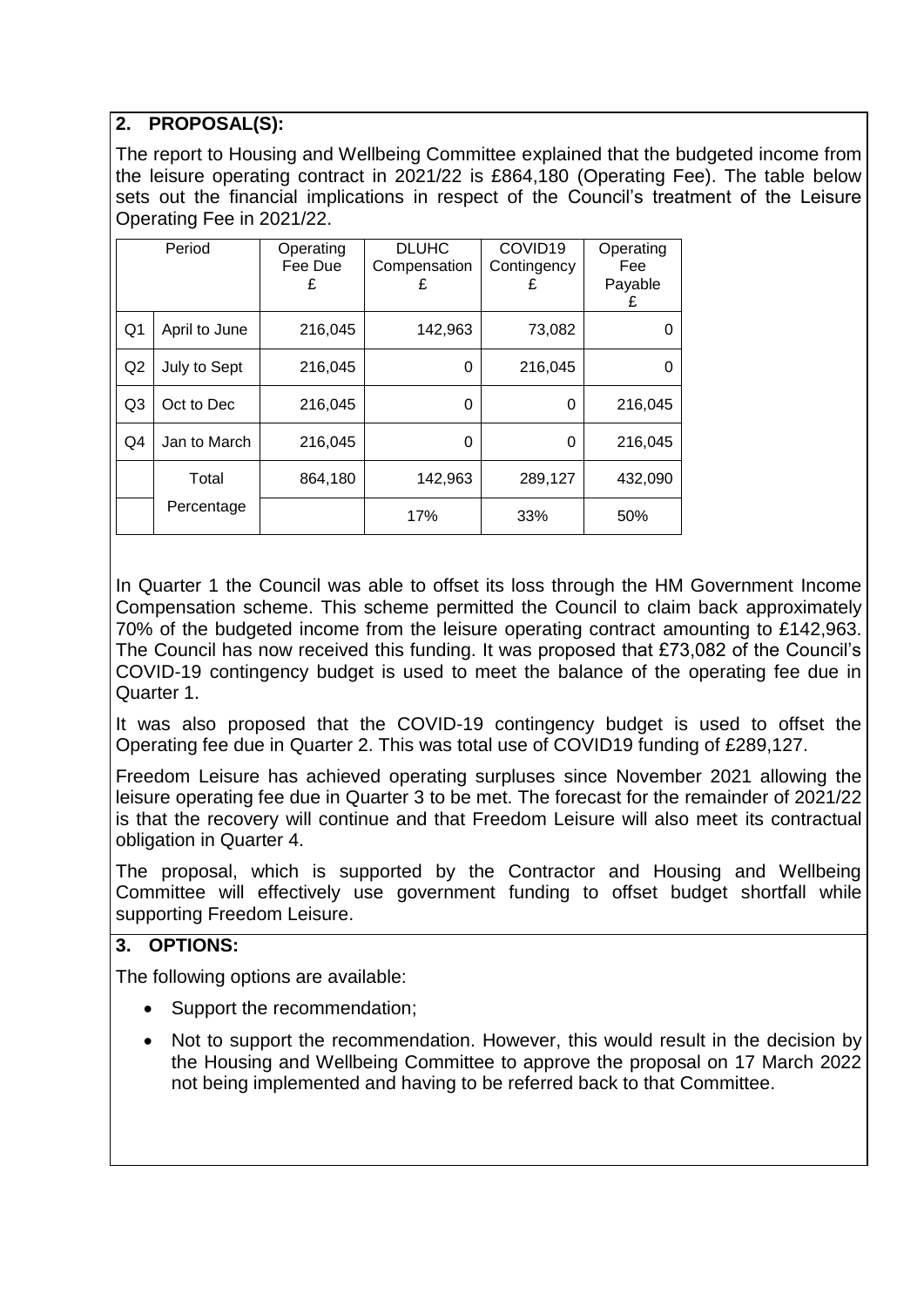## 2. PROPOSAL(S):

The report to Housing and Wellbeing Committee explained that the budgeted income from the leisure operating contract in 2021/22 is £864,180 (Operating Fee). The table below sets out the financial implications in respect of the Council's treatment of the Leisure Operating Fee in 2021/22.

| Period | | Operating Fee Due £ | DLUHC Compensation £ | COVID19 Contingency £ | Operating Fee Payable £ |
|---|---|---|---|---|---|
| Q1 | April to June | 216,045 | 142,963 | 73,082 | 0 |
| Q2 | July to Sept | 216,045 | 0 | 216,045 | 0 |
| Q3 | Oct to Dec | 216,045 | 0 | 0 | 216,045 |
| Q4 | Jan to March | 216,045 | 0 | 0 | 216,045 |
| | Total | 864,180 | 142,963 | 289,127 | 432,090 |
| | Percentage | | 17% | 33% | 50% |

In Quarter 1 the Council was able to offset its loss through the HM Government Income Compensation scheme. This scheme permitted the Council to claim back approximately 70% of the budgeted income from the leisure operating contract amounting to £142,963. The Council has now received this funding. It was proposed that £73,082 of the Council's COVID-19 contingency budget is used to meet the balance of the operating fee due in Quarter 1.

It was also proposed that the COVID-19 contingency budget is used to offset the Operating fee due in Quarter 2. This was total use of COVID19 funding of £289,127.

Freedom Leisure has achieved operating surpluses since November 2021 allowing the leisure operating fee due in Quarter 3 to be met. The forecast for the remainder of 2021/22 is that the recovery will continue and that Freedom Leisure will also meet its contractual obligation in Quarter 4.

The proposal, which is supported by the Contractor and Housing and Wellbeing Committee will effectively use government funding to offset budget shortfall while supporting Freedom Leisure.

## 3. OPTIONS:

The following options are available:

- Support the recommendation;
- Not to support the recommendation. However, this would result in the decision by the Housing and Wellbeing Committee to approve the proposal on 17 March 2022 not being implemented and having to be referred back to that Committee.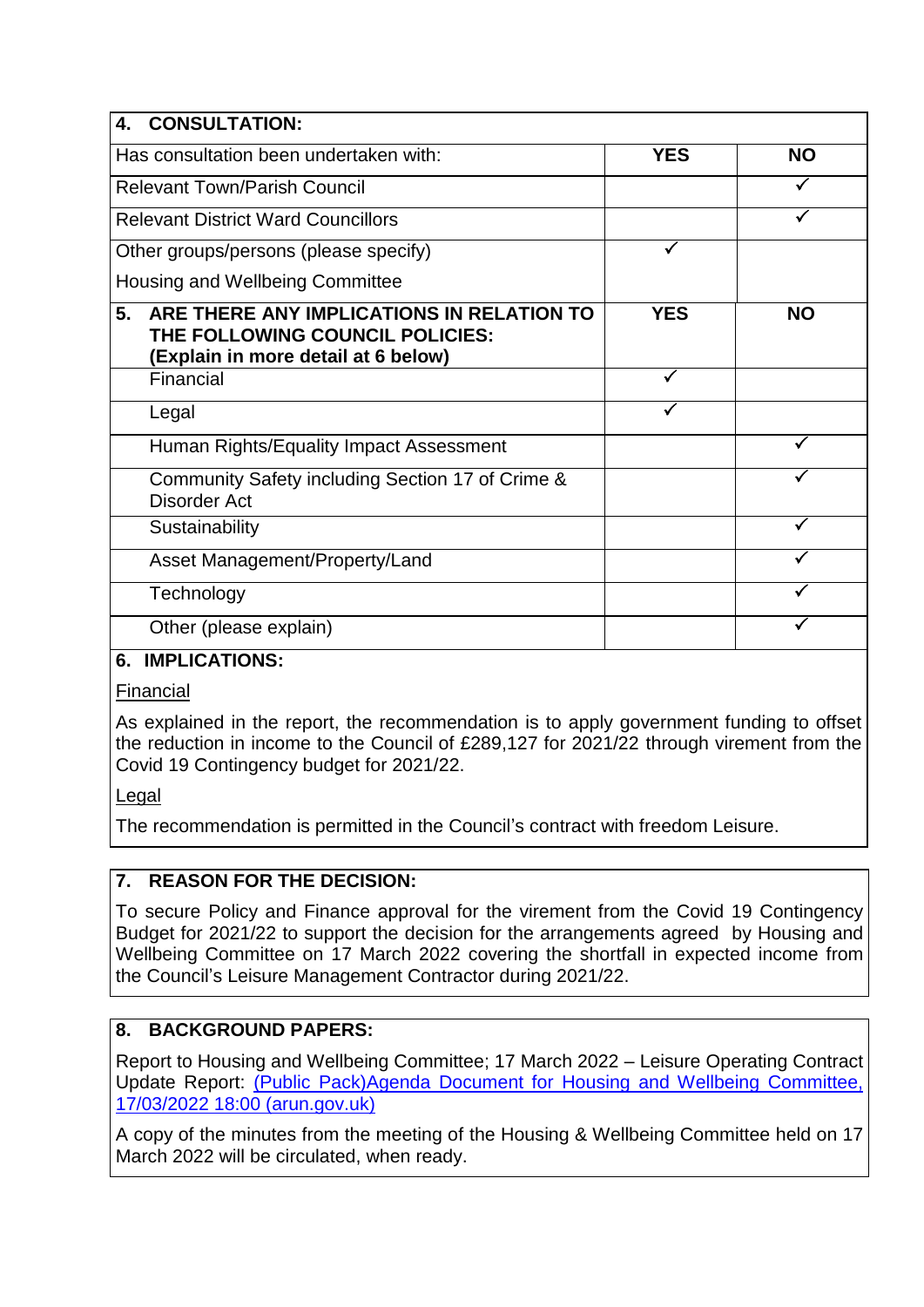## 4. CONSULTATION:

| Has consultation been undertaken with: | YES | NO |
|---|---|---|
| Relevant Town/Parish Council | | ✓ |
| Relevant District Ward Councillors | | ✓ |
| Other groups/persons (please specify) Housing and Wellbeing Committee | ✓ | |

## 5. ARE THERE ANY IMPLICATIONS IN RELATION TO THE FOLLOWING COUNCIL POLICIES: (Explain in more detail at 6 below)

| | YES | NO |
|---|---|---|
| Financial | ✓ | |
| Legal | ✓ | |
| Human Rights/Equality Impact Assessment | | ✓ |
| Community Safety including Section 17 of Crime & Disorder Act | | ✓ |
| Sustainability | | ✓ |
| Asset Management/Property/Land | | ✓ |
| Technology | | ✓ |
| Other (please explain) | | ✓ |

## 6. IMPLICATIONS:

Financial

As explained in the report, the recommendation is to apply government funding to offset the reduction in income to the Council of £289,127 for 2021/22 through virement from the Covid 19 Contingency budget for 2021/22.

Legal

The recommendation is permitted in the Council's contract with freedom Leisure.

## 7. REASON FOR THE DECISION:

To secure Policy and Finance approval for the virement from the Covid 19 Contingency Budget for 2021/22 to support the decision for the arrangements agreed by Housing and Wellbeing Committee on 17 March 2022 covering the shortfall in expected income from the Council's Leisure Management Contractor during 2021/22.

## 8. BACKGROUND PAPERS:

Report to Housing and Wellbeing Committee; 17 March 2022 – Leisure Operating Contract Update Report: (Public Pack)Agenda Document for Housing and Wellbeing Committee, 17/03/2022 18:00 (arun.gov.uk)

A copy of the minutes from the meeting of the Housing & Wellbeing Committee held on 17 March 2022 will be circulated, when ready.